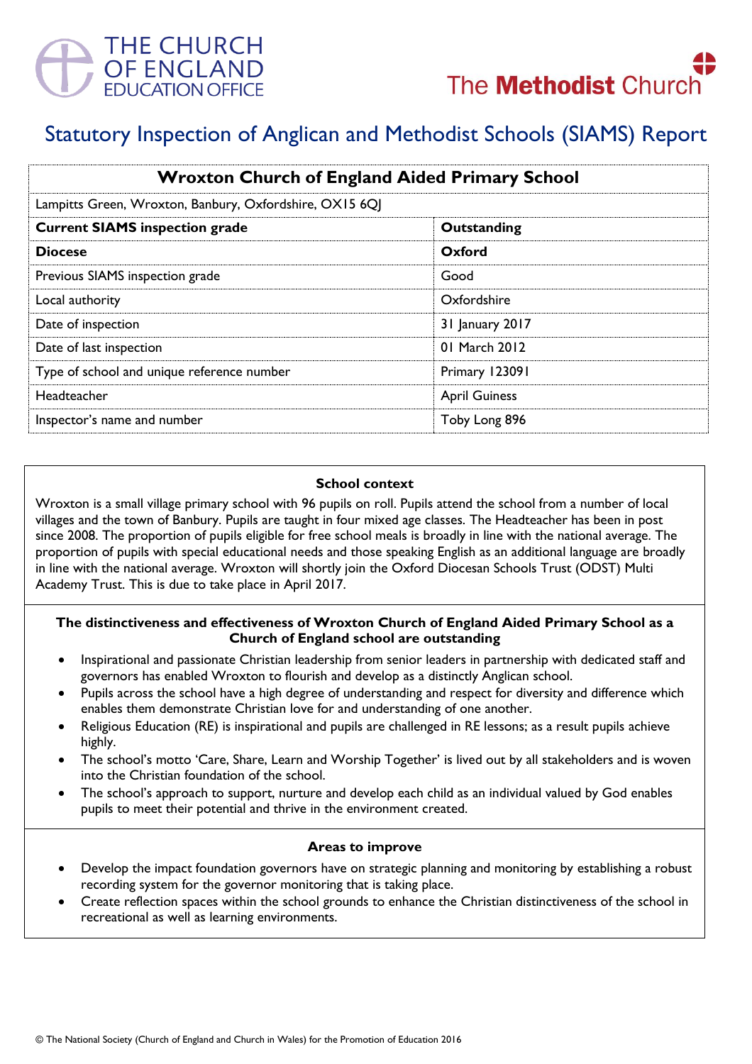THE CHURCH OF ENGLAND EDUCATION OFFICE

The Methodist Church

# Statutory Inspection of Anglican and Methodist Schools (SIAMS) Report

| Wroxton Church of England Aided Primary School | |
|---|---|
| Lampitts Green, Wroxton, Banbury, Oxfordshire, OX15 6QJ | |
| **Current SIAMS inspection grade** | **Outstanding** |
| **Diocese** | **Oxford** |
| Previous SIAMS inspection grade | Good |
| Local authority | Oxfordshire |
| Date of inspection | 31 January 2017 |
| Date of last inspection | 01 March 2012 |
| Type of school and unique reference number | Primary 123091 |
| Headteacher | April Guiness |
| Inspector's name and number | Toby Long 896 |

### School context

Wroxton is a small village primary school with 96 pupils on roll. Pupils attend the school from a number of local villages and the town of Banbury. Pupils are taught in four mixed age classes. The Headteacher has been in post since 2008. The proportion of pupils eligible for free school meals is broadly in line with the national average. The proportion of pupils with special educational needs and those speaking English as an additional language are broadly in line with the national average. Wroxton will shortly join the Oxford Diocesan Schools Trust (ODST) Multi Academy Trust. This is due to take place in April 2017.

### The distinctiveness and effectiveness of Wroxton Church of England Aided Primary School as a Church of England school are outstanding

- Inspirational and passionate Christian leadership from senior leaders in partnership with dedicated staff and governors has enabled Wroxton to flourish and develop as a distinctly Anglican school.
- Pupils across the school have a high degree of understanding and respect for diversity and difference which enables them demonstrate Christian love for and understanding of one another.
- Religious Education (RE) is inspirational and pupils are challenged in RE lessons; as a result pupils achieve highly.
- The school's motto 'Care, Share, Learn and Worship Together' is lived out by all stakeholders and is woven into the Christian foundation of the school.
- The school's approach to support, nurture and develop each child as an individual valued by God enables pupils to meet their potential and thrive in the environment created.

### Areas to improve

- Develop the impact foundation governors have on strategic planning and monitoring by establishing a robust recording system for the governor monitoring that is taking place.
- Create reflection spaces within the school grounds to enhance the Christian distinctiveness of the school in recreational as well as learning environments.

© The National Society (Church of England and Church in Wales) for the Promotion of Education 2016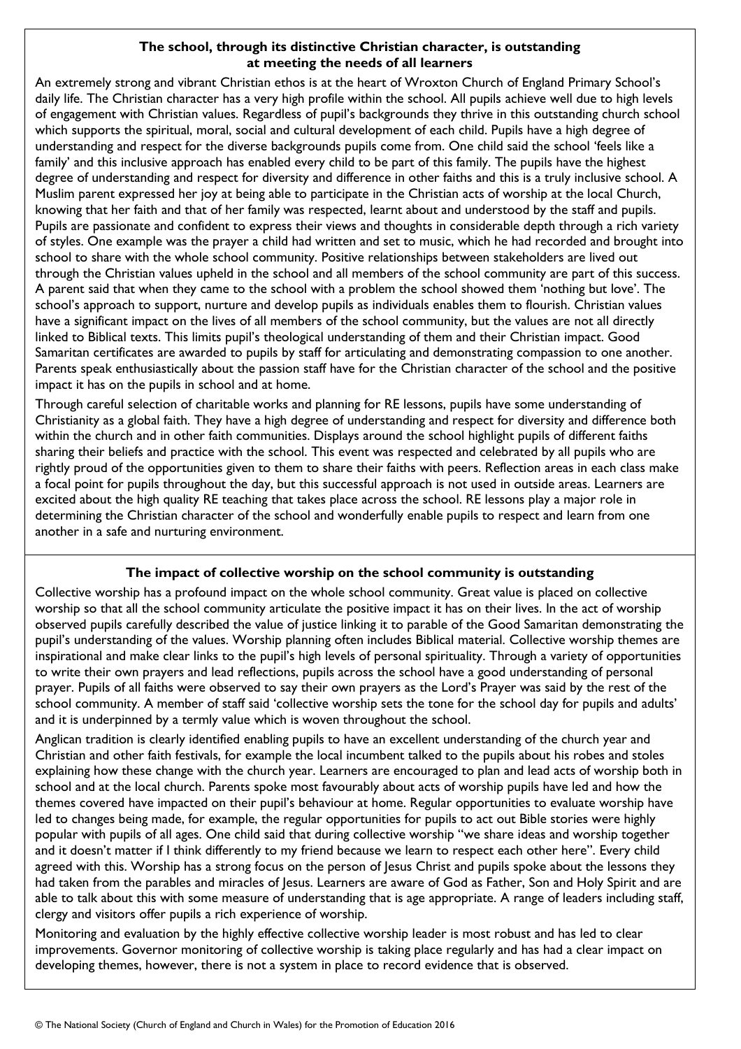### The school, through its distinctive Christian character, is outstanding at meeting the needs of all learners

An extremely strong and vibrant Christian ethos is at the heart of Wroxton Church of England Primary School's daily life. The Christian character has a very high profile within the school. All pupils achieve well due to high levels of engagement with Christian values. Regardless of pupil's backgrounds they thrive in this outstanding church school which supports the spiritual, moral, social and cultural development of each child. Pupils have a high degree of understanding and respect for the diverse backgrounds pupils come from. One child said the school 'feels like a family' and this inclusive approach has enabled every child to be part of this family. The pupils have the highest degree of understanding and respect for diversity and difference in other faiths and this is a truly inclusive school. A Muslim parent expressed her joy at being able to participate in the Christian acts of worship at the local Church, knowing that her faith and that of her family was respected, learnt about and understood by the staff and pupils. Pupils are passionate and confident to express their views and thoughts in considerable depth through a rich variety of styles. One example was the prayer a child had written and set to music, which he had recorded and brought into school to share with the whole school community. Positive relationships between stakeholders are lived out through the Christian values upheld in the school and all members of the school community are part of this success. A parent said that when they came to the school with a problem the school showed them 'nothing but love'. The school's approach to support, nurture and develop pupils as individuals enables them to flourish. Christian values have a significant impact on the lives of all members of the school community, but the values are not all directly linked to Biblical texts. This limits pupil's theological understanding of them and their Christian impact. Good Samaritan certificates are awarded to pupils by staff for articulating and demonstrating compassion to one another. Parents speak enthusiastically about the passion staff have for the Christian character of the school and the positive impact it has on the pupils in school and at home.

Through careful selection of charitable works and planning for RE lessons, pupils have some understanding of Christianity as a global faith. They have a high degree of understanding and respect for diversity and difference both within the church and in other faith communities. Displays around the school highlight pupils of different faiths sharing their beliefs and practice with the school. This event was respected and celebrated by all pupils who are rightly proud of the opportunities given to them to share their faiths with peers. Reflection areas in each class make a focal point for pupils throughout the day, but this successful approach is not used in outside areas. Learners are excited about the high quality RE teaching that takes place across the school. RE lessons play a major role in determining the Christian character of the school and wonderfully enable pupils to respect and learn from one another in a safe and nurturing environment.

### The impact of collective worship on the school community is outstanding

Collective worship has a profound impact on the whole school community. Great value is placed on collective worship so that all the school community articulate the positive impact it has on their lives. In the act of worship observed pupils carefully described the value of justice linking it to parable of the Good Samaritan demonstrating the pupil's understanding of the values. Worship planning often includes Biblical material. Collective worship themes are inspirational and make clear links to the pupil's high levels of personal spirituality. Through a variety of opportunities to write their own prayers and lead reflections, pupils across the school have a good understanding of personal prayer. Pupils of all faiths were observed to say their own prayers as the Lord's Prayer was said by the rest of the school community. A member of staff said 'collective worship sets the tone for the school day for pupils and adults' and it is underpinned by a termly value which is woven throughout the school.

Anglican tradition is clearly identified enabling pupils to have an excellent understanding of the church year and Christian and other faith festivals, for example the local incumbent talked to the pupils about his robes and stoles explaining how these change with the church year. Learners are encouraged to plan and lead acts of worship both in school and at the local church. Parents spoke most favourably about acts of worship pupils have led and how the themes covered have impacted on their pupil's behaviour at home. Regular opportunities to evaluate worship have led to changes being made, for example, the regular opportunities for pupils to act out Bible stories were highly popular with pupils of all ages. One child said that during collective worship "we share ideas and worship together and it doesn't matter if I think differently to my friend because we learn to respect each other here". Every child agreed with this. Worship has a strong focus on the person of Jesus Christ and pupils spoke about the lessons they had taken from the parables and miracles of Jesus. Learners are aware of God as Father, Son and Holy Spirit and are able to talk about this with some measure of understanding that is age appropriate. A range of leaders including staff, clergy and visitors offer pupils a rich experience of worship.

Monitoring and evaluation by the highly effective collective worship leader is most robust and has led to clear improvements. Governor monitoring of collective worship is taking place regularly and has had a clear impact on developing themes, however, there is not a system in place to record evidence that is observed.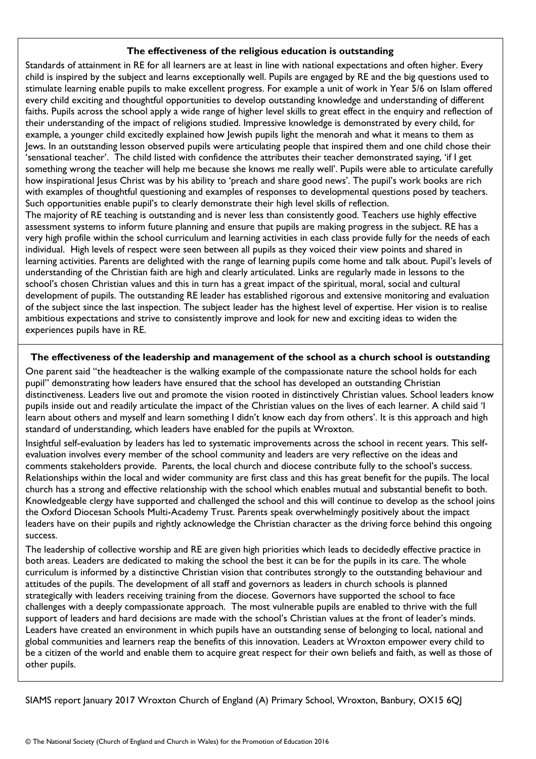### The effectiveness of the religious education is outstanding

Standards of attainment in RE for all learners are at least in line with national expectations and often higher. Every child is inspired by the subject and learns exceptionally well. Pupils are engaged by RE and the big questions used to stimulate learning enable pupils to make excellent progress. For example a unit of work in Year 5/6 on Islam offered every child exciting and thoughtful opportunities to develop outstanding knowledge and understanding of different faiths. Pupils across the school apply a wide range of higher level skills to great effect in the enquiry and reflection of their understanding of the impact of religions studied. Impressive knowledge is demonstrated by every child, for example, a younger child excitedly explained how Jewish pupils light the menorah and what it means to them as Jews. In an outstanding lesson observed pupils were articulating people that inspired them and one child chose their 'sensational teacher'. The child listed with confidence the attributes their teacher demonstrated saying, 'if I get something wrong the teacher will help me because she knows me really well'. Pupils were able to articulate carefully how inspirational Jesus Christ was by his ability to 'preach and share good news'. The pupil's work books are rich with examples of thoughtful questioning and examples of responses to developmental questions posed by teachers. Such opportunities enable pupil's to clearly demonstrate their high level skills of reflection.

The majority of RE teaching is outstanding and is never less than consistently good. Teachers use highly effective assessment systems to inform future planning and ensure that pupils are making progress in the subject. RE has a very high profile within the school curriculum and learning activities in each class provide fully for the needs of each individual. High levels of respect were seen between all pupils as they voiced their view points and shared in learning activities. Parents are delighted with the range of learning pupils come home and talk about. Pupil's levels of understanding of the Christian faith are high and clearly articulated. Links are regularly made in lessons to the school's chosen Christian values and this in turn has a great impact of the spiritual, moral, social and cultural development of pupils. The outstanding RE leader has established rigorous and extensive monitoring and evaluation of the subject since the last inspection. The subject leader has the highest level of expertise. Her vision is to realise ambitious expectations and strive to consistently improve and look for new and exciting ideas to widen the experiences pupils have in RE.

### The effectiveness of the leadership and management of the school as a church school is outstanding

One parent said "the headteacher is the walking example of the compassionate nature the school holds for each pupil" demonstrating how leaders have ensured that the school has developed an outstanding Christian distinctiveness. Leaders live out and promote the vision rooted in distinctively Christian values. School leaders know pupils inside out and readily articulate the impact of the Christian values on the lives of each learner. A child said 'I learn about others and myself and learn something I didn't know each day from others'. It is this approach and high standard of understanding, which leaders have enabled for the pupils at Wroxton.

Insightful self-evaluation by leaders has led to systematic improvements across the school in recent years. This self-evaluation involves every member of the school community and leaders are very reflective on the ideas and comments stakeholders provide. Parents, the local church and diocese contribute fully to the school's success. Relationships within the local and wider community are first class and this has great benefit for the pupils. The local church has a strong and effective relationship with the school which enables mutual and substantial benefit to both. Knowledgeable clergy have supported and challenged the school and this will continue to develop as the school joins the Oxford Diocesan Schools Multi-Academy Trust. Parents speak overwhelmingly positively about the impact leaders have on their pupils and rightly acknowledge the Christian character as the driving force behind this ongoing success.

The leadership of collective worship and RE are given high priorities which leads to decidedly effective practice in both areas. Leaders are dedicated to making the school the best it can be for the pupils in its care. The whole curriculum is informed by a distinctive Christian vision that contributes strongly to the outstanding behaviour and attitudes of the pupils. The development of all staff and governors as leaders in church schools is planned strategically with leaders receiving training from the diocese. Governors have supported the school to face challenges with a deeply compassionate approach. The most vulnerable pupils are enabled to thrive with the full support of leaders and hard decisions are made with the school's Christian values at the front of leader's minds. Leaders have created an environment in which pupils have an outstanding sense of belonging to local, national and global communities and learners reap the benefits of this innovation. Leaders at Wroxton empower every child to be a citizen of the world and enable them to acquire great respect for their own beliefs and faith, as well as those of other pupils.

SIAMS report January 2017 Wroxton Church of England (A) Primary School, Wroxton, Banbury, OX15 6QJ

© The National Society (Church of England and Church in Wales) for the Promotion of Education 2016